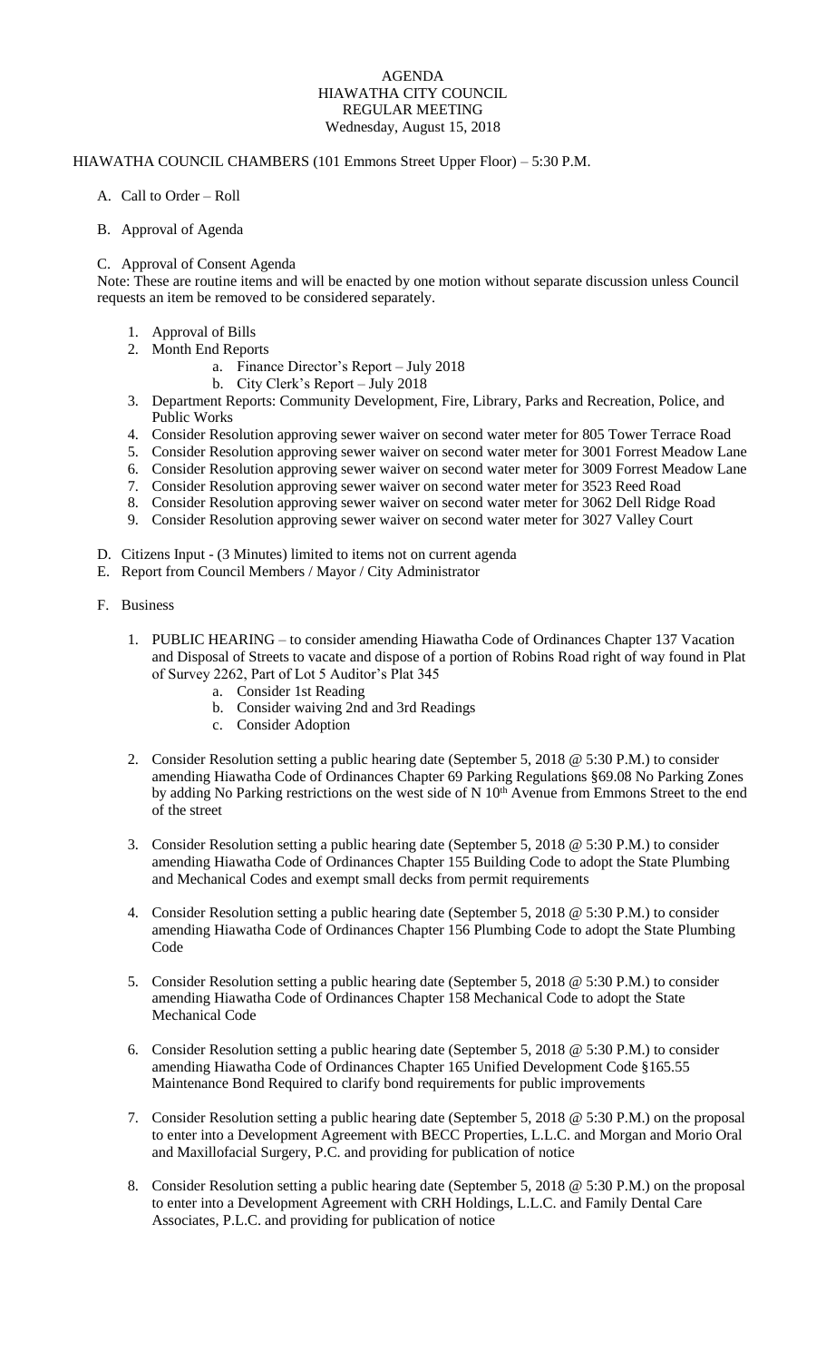# AGENDA
## HIAWATHA CITY COUNCIL
## REGULAR MEETING
### Wednesday, August 15, 2018

HIAWATHA COUNCIL CHAMBERS (101 Emmons Street Upper Floor) – 5:30 P.M.

A. Call to Order – Roll

B. Approval of Agenda

C. Approval of Consent Agenda

Note: These are routine items and will be enacted by one motion without separate discussion unless Council requests an item be removed to be considered separately.

1. Approval of Bills
2. Month End Reports
   a. Finance Director's Report – July 2018
   b. City Clerk's Report – July 2018
3. Department Reports: Community Development, Fire, Library, Parks and Recreation, Police, and Public Works
4. Consider Resolution approving sewer waiver on second water meter for 805 Tower Terrace Road
5. Consider Resolution approving sewer waiver on second water meter for 3001 Forrest Meadow Lane
6. Consider Resolution approving sewer waiver on second water meter for 3009 Forrest Meadow Lane
7. Consider Resolution approving sewer waiver on second water meter for 3523 Reed Road
8. Consider Resolution approving sewer waiver on second water meter for 3062 Dell Ridge Road
9. Consider Resolution approving sewer waiver on second water meter for 3027 Valley Court

D. Citizens Input - (3 Minutes) limited to items not on current agenda

E. Report from Council Members / Mayor / City Administrator

F. Business

1. PUBLIC HEARING – to consider amending Hiawatha Code of Ordinances Chapter 137 Vacation and Disposal of Streets to vacate and dispose of a portion of Robins Road right of way found in Plat of Survey 2262, Part of Lot 5 Auditor's Plat 345
   a. Consider 1st Reading
   b. Consider waiving 2nd and 3rd Readings
   c. Consider Adoption

2. Consider Resolution setting a public hearing date (September 5, 2018 @ 5:30 P.M.) to consider amending Hiawatha Code of Ordinances Chapter 69 Parking Regulations §69.08 No Parking Zones by adding No Parking restrictions on the west side of N 10th Avenue from Emmons Street to the end of the street

3. Consider Resolution setting a public hearing date (September 5, 2018 @ 5:30 P.M.) to consider amending Hiawatha Code of Ordinances Chapter 155 Building Code to adopt the State Plumbing and Mechanical Codes and exempt small decks from permit requirements

4. Consider Resolution setting a public hearing date (September 5, 2018 @ 5:30 P.M.) to consider amending Hiawatha Code of Ordinances Chapter 156 Plumbing Code to adopt the State Plumbing Code

5. Consider Resolution setting a public hearing date (September 5, 2018 @ 5:30 P.M.) to consider amending Hiawatha Code of Ordinances Chapter 158 Mechanical Code to adopt the State Mechanical Code

6. Consider Resolution setting a public hearing date (September 5, 2018 @ 5:30 P.M.) to consider amending Hiawatha Code of Ordinances Chapter 165 Unified Development Code §165.55 Maintenance Bond Required to clarify bond requirements for public improvements

7. Consider Resolution setting a public hearing date (September 5, 2018 @ 5:30 P.M.) on the proposal to enter into a Development Agreement with BECC Properties, L.L.C. and Morgan and Morio Oral and Maxillofacial Surgery, P.C. and providing for publication of notice

8. Consider Resolution setting a public hearing date (September 5, 2018 @ 5:30 P.M.) on the proposal to enter into a Development Agreement with CRH Holdings, L.L.C. and Family Dental Care Associates, P.L.C. and providing for publication of notice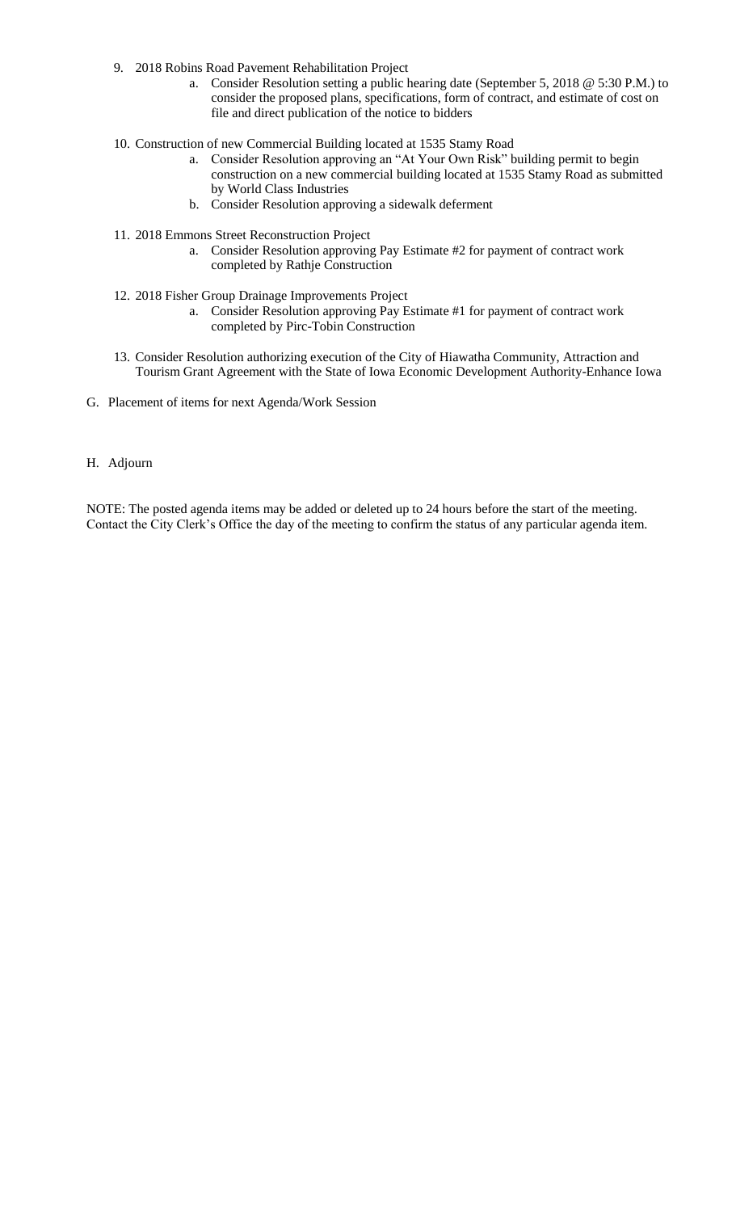9. 2018 Robins Road Pavement Rehabilitation Project
    a. Consider Resolution setting a public hearing date (September 5, 2018 @ 5:30 P.M.) to consider the proposed plans, specifications, form of contract, and estimate of cost on file and direct publication of the notice to bidders

10. Construction of new Commercial Building located at 1535 Stamy Road
    a. Consider Resolution approving an "At Your Own Risk" building permit to begin construction on a new commercial building located at 1535 Stamy Road as submitted by World Class Industries
    b. Consider Resolution approving a sidewalk deferment

11. 2018 Emmons Street Reconstruction Project
    a. Consider Resolution approving Pay Estimate #2 for payment of contract work completed by Rathje Construction

12. 2018 Fisher Group Drainage Improvements Project
    a. Consider Resolution approving Pay Estimate #1 for payment of contract work completed by Pirc-Tobin Construction

13. Consider Resolution authorizing execution of the City of Hiawatha Community, Attraction and Tourism Grant Agreement with the State of Iowa Economic Development Authority-Enhance Iowa

G. Placement of items for next Agenda/Work Session

H. Adjourn

NOTE: The posted agenda items may be added or deleted up to 24 hours before the start of the meeting. Contact the City Clerk's Office the day of the meeting to confirm the status of any particular agenda item.